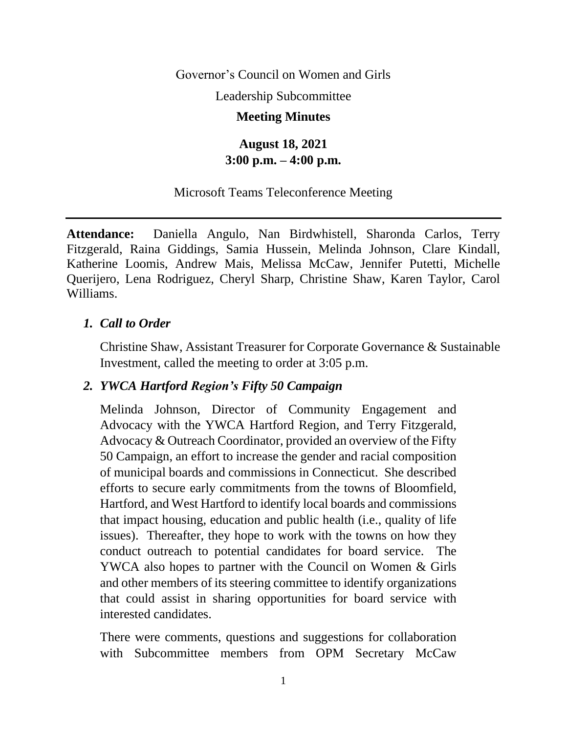Governor's Council on Women and Girls

Leadership Subcommittee

**Meeting Minutes**

**August 18, 2021**
**3:00 p.m. – 4:00 p.m.**

Microsoft Teams Teleconference Meeting

---

**Attendance:** Daniella Angulo, Nan Birdwhistell, Sharonda Carlos, Terry Fitzgerald, Raina Giddings, Samia Hussein, Melinda Johnson, Clare Kindall, Katherine Loomis, Andrew Mais, Melissa McCaw, Jennifer Putetti, Michelle Querijero, Lena Rodriguez, Cheryl Sharp, Christine Shaw, Karen Taylor, Carol Williams.

1. ***Call to Order***

   Christine Shaw, Assistant Treasurer for Corporate Governance & Sustainable Investment, called the meeting to order at 3:05 p.m.

2. ***YWCA Hartford Region's Fifty 50 Campaign***

   Melinda Johnson, Director of Community Engagement and Advocacy with the YWCA Hartford Region, and Terry Fitzgerald, Advocacy & Outreach Coordinator, provided an overview of the Fifty 50 Campaign, an effort to increase the gender and racial composition of municipal boards and commissions in Connecticut. She described efforts to secure early commitments from the towns of Bloomfield, Hartford, and West Hartford to identify local boards and commissions that impact housing, education and public health (i.e., quality of life issues). Thereafter, they hope to work with the towns on how they conduct outreach to potential candidates for board service. The YWCA also hopes to partner with the Council on Women & Girls and other members of its steering committee to identify organizations that could assist in sharing opportunities for board service with interested candidates.

   There were comments, questions and suggestions for collaboration with Subcommittee members from OPM Secretary McCaw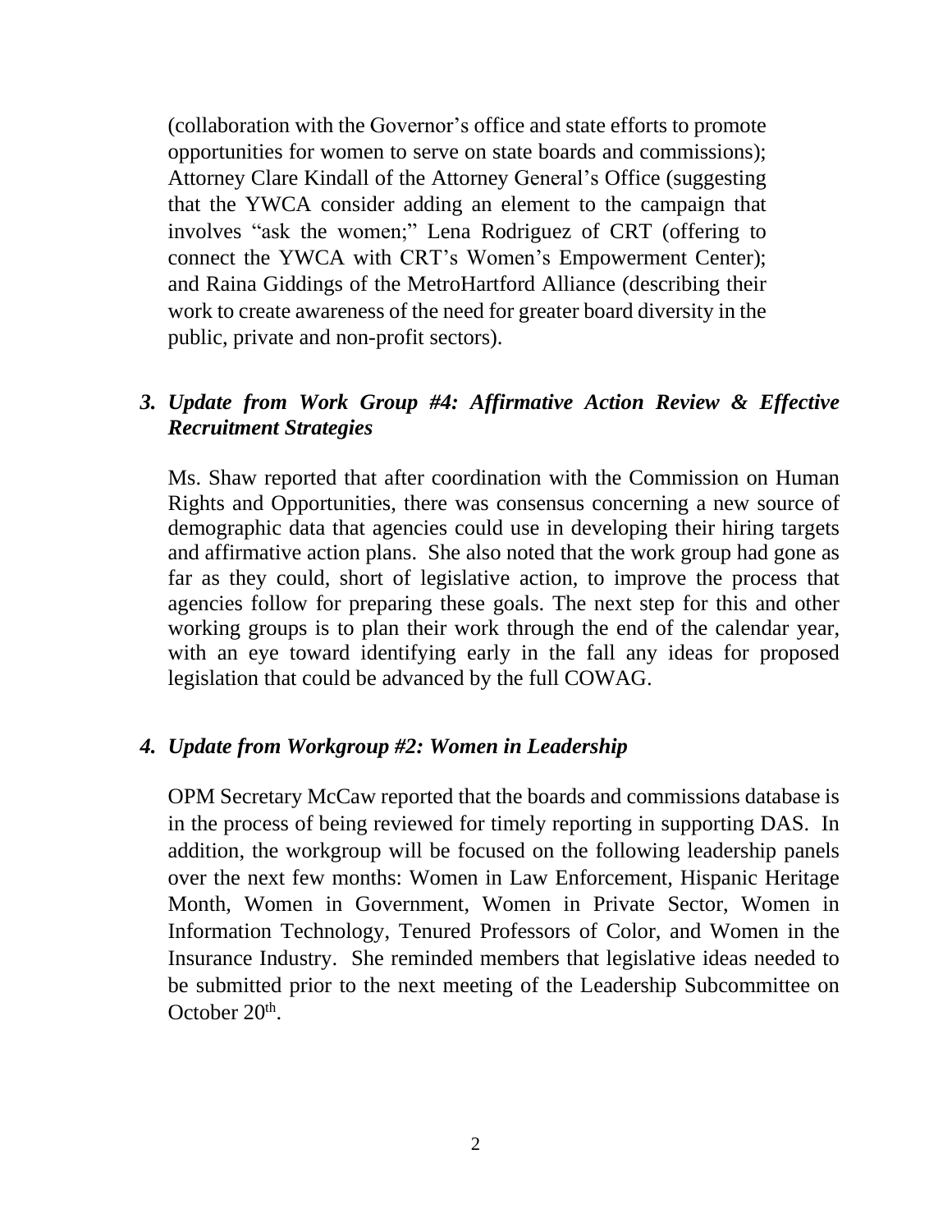(collaboration with the Governor's office and state efforts to promote opportunities for women to serve on state boards and commissions); Attorney Clare Kindall of the Attorney General's Office (suggesting that the YWCA consider adding an element to the campaign that involves "ask the women;" Lena Rodriguez of CRT (offering to connect the YWCA with CRT's Women's Empowerment Center); and Raina Giddings of the MetroHartford Alliance (describing their work to create awareness of the need for greater board diversity in the public, private and non-profit sectors).

### *3. Update from Work Group #4: Affirmative Action Review & Effective Recruitment Strategies*

Ms. Shaw reported that after coordination with the Commission on Human Rights and Opportunities, there was consensus concerning a new source of demographic data that agencies could use in developing their hiring targets and affirmative action plans. She also noted that the work group had gone as far as they could, short of legislative action, to improve the process that agencies follow for preparing these goals. The next step for this and other working groups is to plan their work through the end of the calendar year, with an eye toward identifying early in the fall any ideas for proposed legislation that could be advanced by the full COWAG.

### *4. Update from Workgroup #2: Women in Leadership*

OPM Secretary McCaw reported that the boards and commissions database is in the process of being reviewed for timely reporting in supporting DAS. In addition, the workgroup will be focused on the following leadership panels over the next few months: Women in Law Enforcement, Hispanic Heritage Month, Women in Government, Women in Private Sector, Women in Information Technology, Tenured Professors of Color, and Women in the Insurance Industry. She reminded members that legislative ideas needed to be submitted prior to the next meeting of the Leadership Subcommittee on October 20th.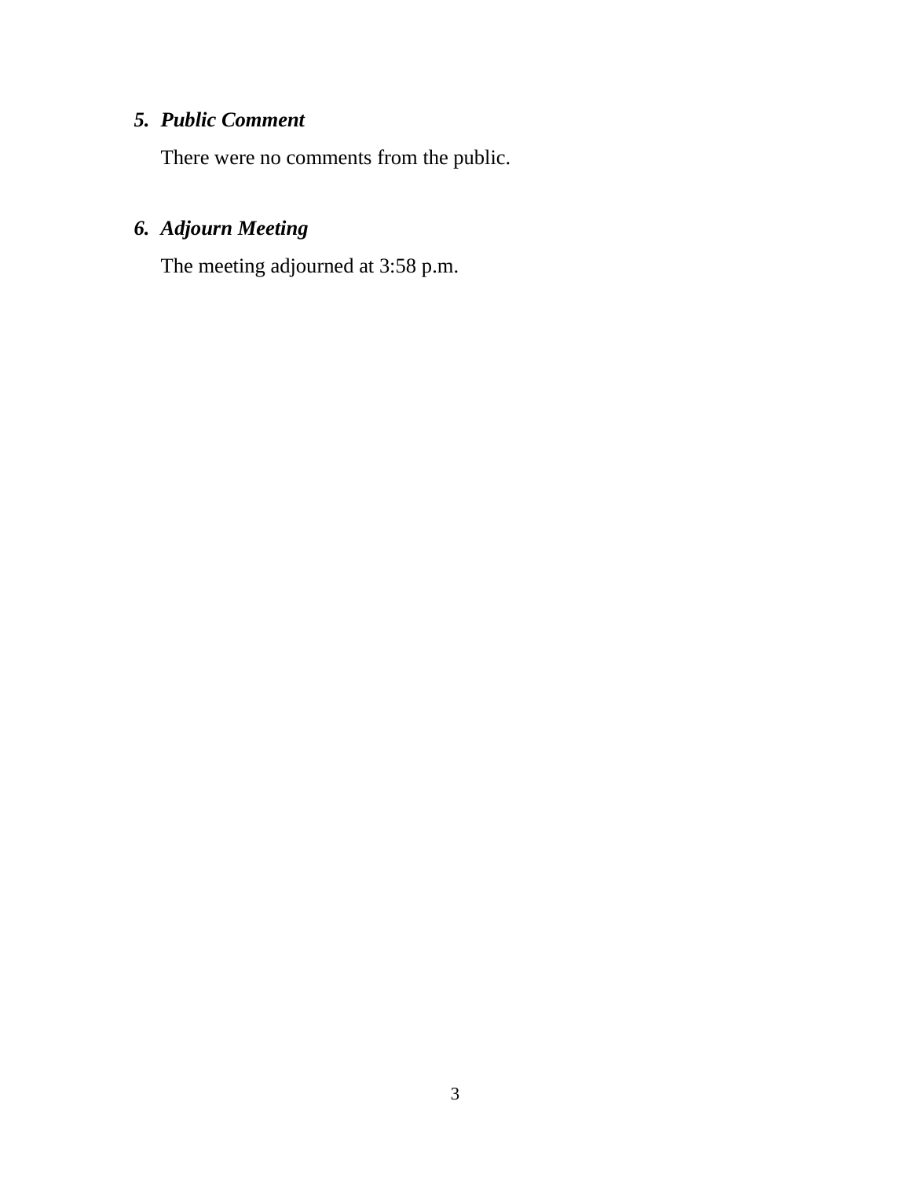### *5. Public Comment*

There were no comments from the public.

### *6. Adjourn Meeting*

The meeting adjourned at 3:58 p.m.